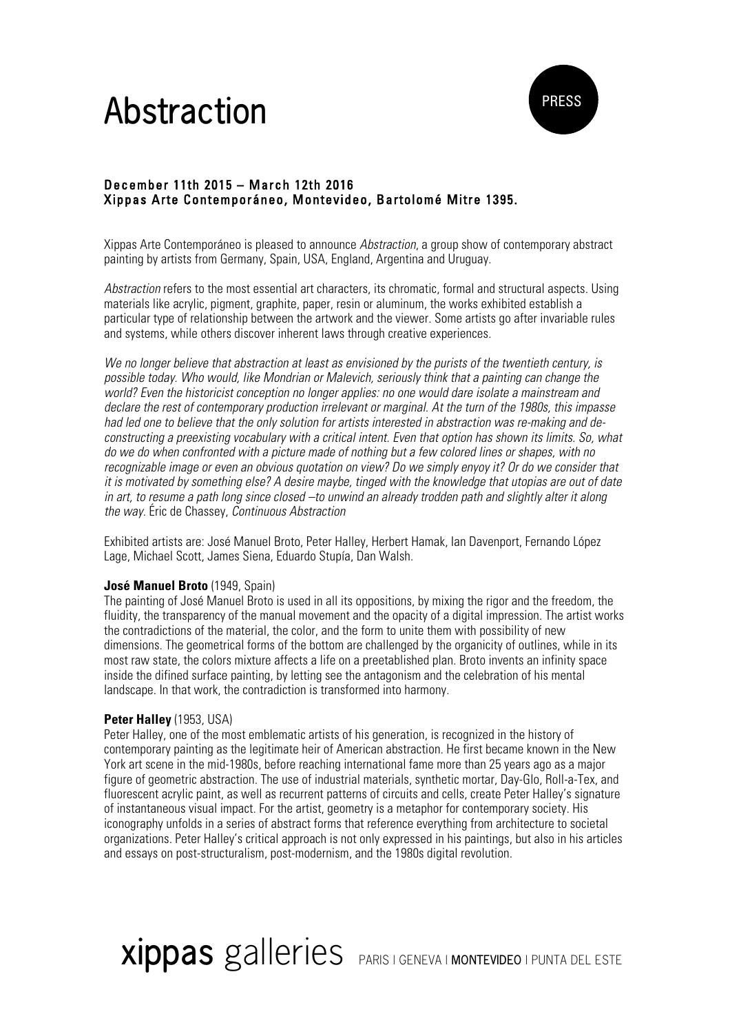# Abstraction

PRESS

**December 11th 2015 – March 12th 2016**
**Xippas Arte Contemporáneo, Montevideo, Bartolomé Mitre 1395.**

Xippas Arte Contemporáneo is pleased to announce *Abstraction*, a group show of contemporary abstract painting by artists from Germany, Spain, USA, England, Argentina and Uruguay.

*Abstraction* refers to the most essential art characters, its chromatic, formal and structural aspects. Using materials like acrylic, pigment, graphite, paper, resin or aluminum, the works exhibited establish a particular type of relationship between the artwork and the viewer. Some artists go after invariable rules and systems, while others discover inherent laws through creative experiences.

*We no longer believe that abstraction at least as envisioned by the purists of the twentieth century, is possible today. Who would, like Mondrian or Malevich, seriously think that a painting can change the world? Even the historicist conception no longer applies: no one would dare isolate a mainstream and declare the rest of contemporary production irrelevant or marginal. At the turn of the 1980s, this impasse had led one to believe that the only solution for artists interested in abstraction was re-making and de-constructing a preexisting vocabulary with a critical intent. Even that option has shown its limits. So, what do we do when confronted with a picture made of nothing but a few colored lines or shapes, with no recognizable image or even an obvious quotation on view? Do we simply enyoy it? Or do we consider that it is motivated by something else? A desire maybe, tinged with the knowledge that utopias are out of date in art, to resume a path long since closed –to unwind an already trodden path and slightly alter it along the way.* Éric de Chassey, *Continuous Abstraction*

Exhibited artists are: José Manuel Broto, Peter Halley, Herbert Hamak, Ian Davenport, Fernando López Lage, Michael Scott, James Siena, Eduardo Stupía, Dan Walsh.

**José Manuel Broto** (1949, Spain)
The painting of José Manuel Broto is used in all its oppositions, by mixing the rigor and the freedom, the fluidity, the transparency of the manual movement and the opacity of a digital impression. The artist works the contradictions of the material, the color, and the form to unite them with possibility of new dimensions. The geometrical forms of the bottom are challenged by the organicity of outlines, while in its most raw state, the colors mixture affects a life on a preetablished plan. Broto invents an infinity space inside the difined surface painting, by letting see the antagonism and the celebration of his mental landscape. In that work, the contradiction is transformed into harmony.

**Peter Halley** (1953, USA)
Peter Halley, one of the most emblematic artists of his generation, is recognized in the history of contemporary painting as the legitimate heir of American abstraction. He first became known in the New York art scene in the mid-1980s, before reaching international fame more than 25 years ago as a major figure of geometric abstraction. The use of industrial materials, synthetic mortar, Day-Glo, Roll-a-Tex, and fluorescent acrylic paint, as well as recurrent patterns of circuits and cells, create Peter Halley's signature of instantaneous visual impact. For the artist, geometry is a metaphor for contemporary society. His iconography unfolds in a series of abstract forms that reference everything from architecture to societal organizations. Peter Halley's critical approach is not only expressed in his paintings, but also in his articles and essays on post-structuralism, post-modernism, and the 1980s digital revolution.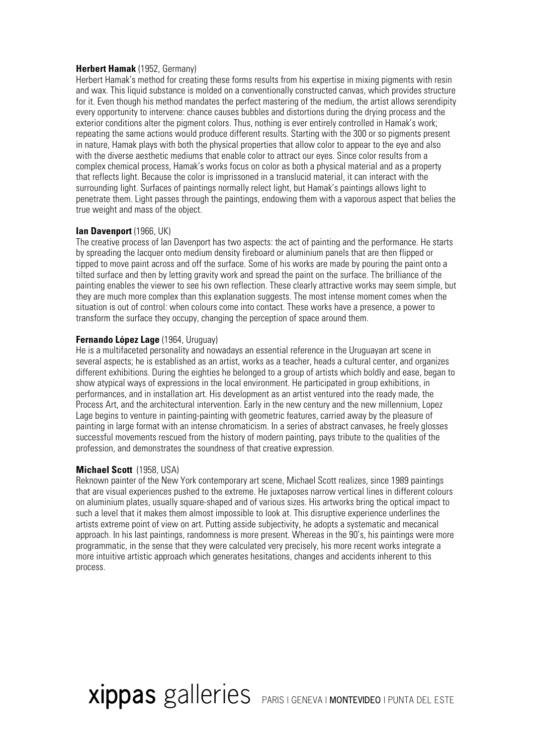**Herbert Hamak** (1952, Germany)
Herbert Hamak's method for creating these forms results from his expertise in mixing pigments with resin and wax. This liquid substance is molded on a conventionally constructed canvas, which provides structure for it. Even though his method mandates the perfect mastering of the medium, the artist allows serendipity every opportunity to intervene: chance causes bubbles and distortions during the drying process and the exterior conditions alter the pigment colors. Thus, nothing is ever entirely controlled in Hamak's work; repeating the same actions would produce different results. Starting with the 300 or so pigments present in nature, Hamak plays with both the physical properties that allow color to appear to the eye and also with the diverse aesthetic mediums that enable color to attract our eyes. Since color results from a complex chemical process, Hamak's works focus on color as both a physical material and as a property that reflects light. Because the color is imprissoned in a translucid material, it can interact with the surrounding light. Surfaces of paintings normally relect light, but Hamak's paintings allows light to penetrate them. Light passes through the paintings, endowing them with a vaporous aspect that belies the true weight and mass of the object.

**Ian Davenport** (1966, UK)
The creative process of Ian Davenport has two aspects: the act of painting and the performance. He starts by spreading the lacquer onto medium density fireboard or aluminium panels that are then flipped or tipped to move paint across and off the surface. Some of his works are made by pouring the paint onto a tilted surface and then by letting gravity work and spread the paint on the surface. The brilliance of the painting enables the viewer to see his own reflection. These clearly attractive works may seem simple, but they are much more complex than this explanation suggests. The most intense moment comes when the situation is out of control: when colours come into contact. These works have a presence, a power to transform the surface they occupy, changing the perception of space around them.

**Fernando López Lage** (1964, Uruguay)
He is a multifaceted personality and nowadays an essential reference in the Uruguayan art scene in several aspects; he is established as an artist, works as a teacher, heads a cultural center, and organizes different exhibitions. During the eighties he belonged to a group of artists which boldly and ease, began to show atypical ways of expressions in the local environment. He participated in group exhibitions, in performances, and in installation art. His development as an artist ventured into the ready made, the Process Art, and the architectural intervention. Early in the new century and the new millennium, Lopez Lage begins to venture in painting-painting with geometric features, carried away by the pleasure of painting in large format with an intense chromaticism. In a series of abstract canvases, he freely glosses successful movements rescued from the history of modern painting, pays tribute to the qualities of the profession, and demonstrates the soundness of that creative expression.

**Michael Scott** (1958, USA)
Reknown painter of the New York contemporary art scene, Michael Scott realizes, since 1989 paintings that are visual experiences pushed to the extreme. He juxtaposes narrow vertical lines in different colours on aluminium plates, usually square-shaped and of various sizes. His artworks bring the optical impact to such a level that it makes them almost impossible to look at. This disruptive experience underlines the artists extreme point of view on art. Putting asside subjectivity, he adopts a systematic and mecanical approach. In his last paintings, randomness is more present. Whereas in the 90's, his paintings were more programmatic, in the sense that they were calculated very precisely, his more recent works integrate a more intuitive artistic approach which generates hesitations, changes and accidents inherent to this process.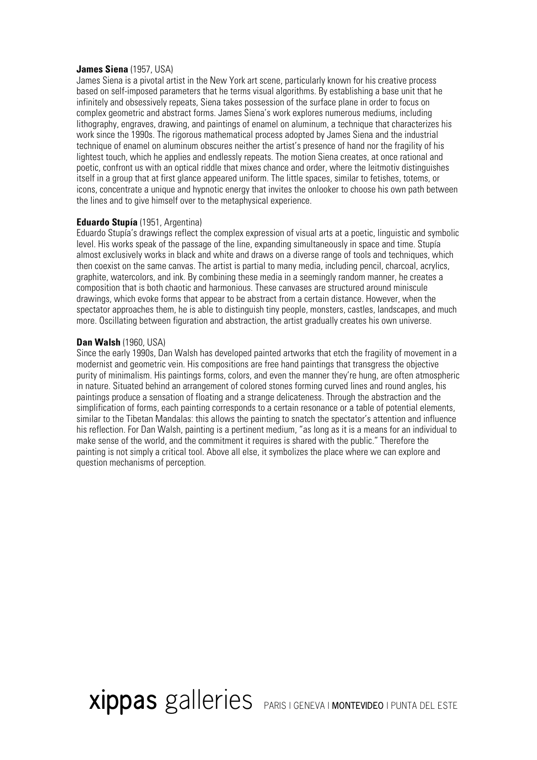**James Siena** (1957, USA)
James Siena is a pivotal artist in the New York art scene, particularly known for his creative process based on self-imposed parameters that he terms visual algorithms. By establishing a base unit that he infinitely and obsessively repeats, Siena takes possession of the surface plane in order to focus on complex geometric and abstract forms. James Siena's work explores numerous mediums, including lithography, engraves, drawing, and paintings of enamel on aluminum, a technique that characterizes his work since the 1990s. The rigorous mathematical process adopted by James Siena and the industrial technique of enamel on aluminum obscures neither the artist's presence of hand nor the fragility of his lightest touch, which he applies and endlessly repeats. The motion Siena creates, at once rational and poetic, confront us with an optical riddle that mixes chance and order, where the leitmotiv distinguishes itself in a group that at first glance appeared uniform. The little spaces, similar to fetishes, totems, or icons, concentrate a unique and hypnotic energy that invites the onlooker to choose his own path between the lines and to give himself over to the metaphysical experience.

**Eduardo Stupía** (1951, Argentina)
Eduardo Stupía's drawings reflect the complex expression of visual arts at a poetic, linguistic and symbolic level. His works speak of the passage of the line, expanding simultaneously in space and time. Stupía almost exclusively works in black and white and draws on a diverse range of tools and techniques, which then coexist on the same canvas. The artist is partial to many media, including pencil, charcoal, acrylics, graphite, watercolors, and ink. By combining these media in a seemingly random manner, he creates a composition that is both chaotic and harmonious. These canvases are structured around miniscule drawings, which evoke forms that appear to be abstract from a certain distance. However, when the spectator approaches them, he is able to distinguish tiny people, monsters, castles, landscapes, and much more. Oscillating between figuration and abstraction, the artist gradually creates his own universe.

**Dan Walsh** (1960, USA)
Since the early 1990s, Dan Walsh has developed painted artworks that etch the fragility of movement in a modernist and geometric vein. His compositions are free hand paintings that transgress the objective purity of minimalism. His paintings forms, colors, and even the manner they're hung, are often atmospheric in nature. Situated behind an arrangement of colored stones forming curved lines and round angles, his paintings produce a sensation of floating and a strange delicateness. Through the abstraction and the simplification of forms, each painting corresponds to a certain resonance or a table of potential elements, similar to the Tibetan Mandalas: this allows the painting to snatch the spectator's attention and influence his reflection. For Dan Walsh, painting is a pertinent medium, "as long as it is a means for an individual to make sense of the world, and the commitment it requires is shared with the public." Therefore the painting is not simply a critical tool. Above all else, it symbolizes the place where we can explore and question mechanisms of perception.